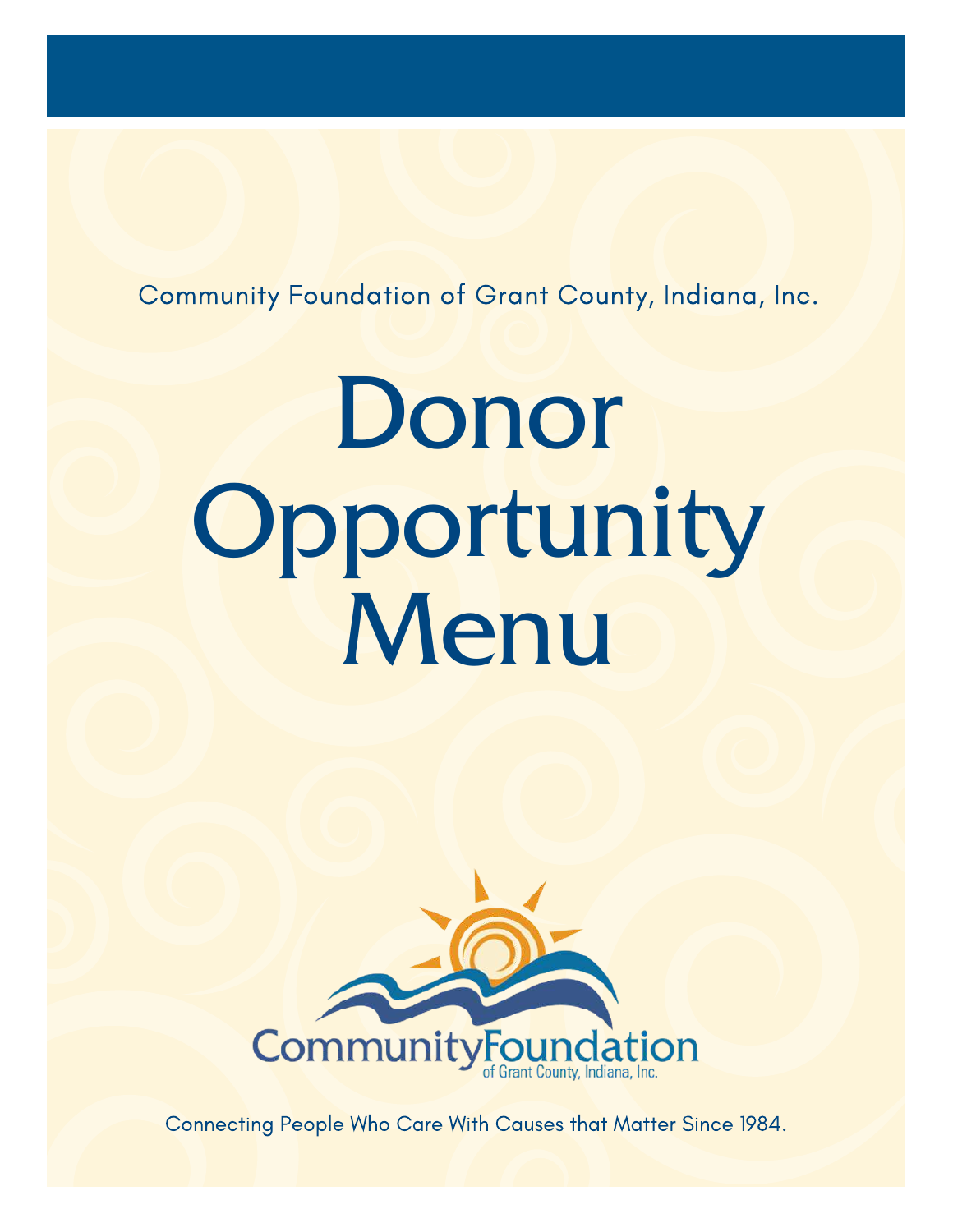Community Foundation of Grant County, Indiana, Inc.

# Donor Opportunity Menu

Community Foundation
of Grant County, Indiana, Inc.

Connecting People Who Care With Causes that Matter Since 1984.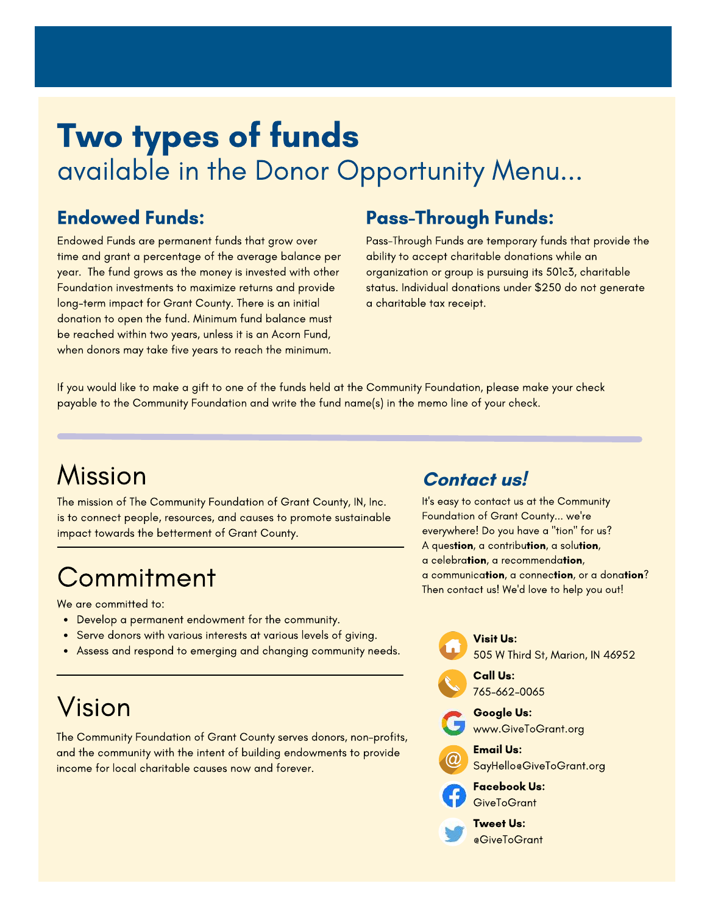# Two types of funds

available in the Donor Opportunity Menu...

## Endowed Funds:

Endowed Funds are permanent funds that grow over time and grant a percentage of the average balance per year. The fund grows as the money is invested with other Foundation investments to maximize returns and provide long-term impact for Grant County. There is an initial donation to open the fund. Minimum fund balance must be reached within two years, unless it is an Acorn Fund, when donors may take five years to reach the minimum.

## Pass-Through Funds:

Pass-Through Funds are temporary funds that provide the ability to accept charitable donations while an organization or group is pursuing its 501c3, charitable status. Individual donations under $250 do not generate a charitable tax receipt.

If you would like to make a gift to one of the funds held at the Community Foundation, please make your check payable to the Community Foundation and write the fund name(s) in the memo line of your check.

## Mission

The mission of The Community Foundation of Grant County, IN, Inc. is to connect people, resources, and causes to promote sustainable impact towards the betterment of Grant County.

## Commitment

We are committed to:

- Develop a permanent endowment for the community.
- Serve donors with various interests at various levels of giving.
- Assess and respond to emerging and changing community needs.

## Vision

The Community Foundation of Grant County serves donors, non-profits, and the community with the intent of building endowments to provide income for local charitable causes now and forever.

## *Contact us!*

It's easy to contact us at the Community Foundation of Grant County... we're everywhere! Do you have a "tion" for us? A ques**tion**, a contribu**tion**, a solu**tion**, a celebra**tion**, a recommenda**tion**, a communica**tion**, a connec**tion**, or a dona**tion**? Then contact us! We'd love to help you out!

**Visit Us:**
505 W Third St, Marion, IN 46952

**Call Us:**
765-662-0065

**Google Us:**
www.GiveToGrant.org

**Email Us:**
SayHello@GiveToGrant.org

**Facebook Us:**
GiveToGrant

**Tweet Us:**
@GiveToGrant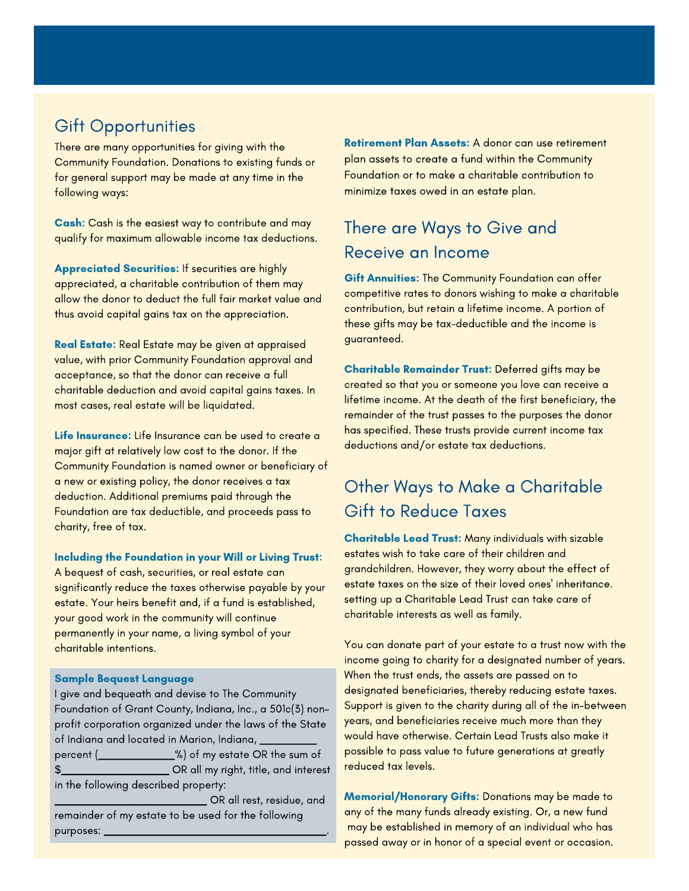## Gift Opportunities

There are many opportunities for giving with the Community Foundation. Donations to existing funds or for general support may be made at any time in the following ways:

**Cash:** Cash is the easiest way to contribute and may qualify for maximum allowable income tax deductions.

**Appreciated Securities:** If securities are highly appreciated, a charitable contribution of them may allow the donor to deduct the full fair market value and thus avoid capital gains tax on the appreciation.

**Real Estate:** Real Estate may be given at appraised value, with prior Community Foundation approval and acceptance, so that the donor can receive a full charitable deduction and avoid capital gains taxes. In most cases, real estate will be liquidated.

**Life Insurance:** Life Insurance can be used to create a major gift at relatively low cost to the donor. If the Community Foundation is named owner or beneficiary of a new or existing policy, the donor receives a tax deduction. Additional premiums paid through the Foundation are tax deductible, and proceeds pass to charity, free of tax.

**Including the Foundation in your Will or Living Trust:** A bequest of cash, securities, or real estate can significantly reduce the taxes otherwise payable by your estate. Your heirs benefit and, if a fund is established, your good work in the community will continue permanently in your name, a living symbol of your charitable intentions.

**Sample Bequest Language**

I give and bequeath and devise to The Community Foundation of Grant County, Indiana, Inc., a 501c(3) non-profit corporation organized under the laws of the State of Indiana and located in Marion, Indiana, __________ percent (_____________%) of my estate OR the sum of $__________________ OR all my right, title, and interest in the following described property: __________________________ OR all rest, residue, and remainder of my estate to be used for the following purposes: ________________________________________.

**Retirement Plan Assets:** A donor can use retirement plan assets to create a fund within the Community Foundation or to make a charitable contribution to minimize taxes owed in an estate plan.

## There are Ways to Give and Receive an Income

**Gift Annuities:** The Community Foundation can offer competitive rates to donors wishing to make a charitable contribution, but retain a lifetime income. A portion of these gifts may be tax-deductible and the income is guaranteed.

**Charitable Remainder Trust:** Deferred gifts may be created so that you or someone you love can receive a lifetime income. At the death of the first beneficiary, the remainder of the trust passes to the purposes the donor has specified. These trusts provide current income tax deductions and/or estate tax deductions.

## Other Ways to Make a Charitable Gift to Reduce Taxes

**Charitable Lead Trust:** Many individuals with sizable estates wish to take care of their children and grandchildren. However, they worry about the effect of estate taxes on the size of their loved ones' inheritance. setting up a Charitable Lead Trust can take care of charitable interests as well as family.

You can donate part of your estate to a trust now with the income going to charity for a designated number of years. When the trust ends, the assets are passed on to designated beneficiaries, thereby reducing estate taxes. Support is given to the charity during all of the in-between years, and beneficiaries receive much more than they would have otherwise. Certain Lead Trusts also make it possible to pass value to future generations at greatly reduced tax levels.

**Memorial/Honorary Gifts:** Donations may be made to any of the many funds already existing. Or, a new fund may be established in memory of an individual who has passed away or in honor of a special event or occasion.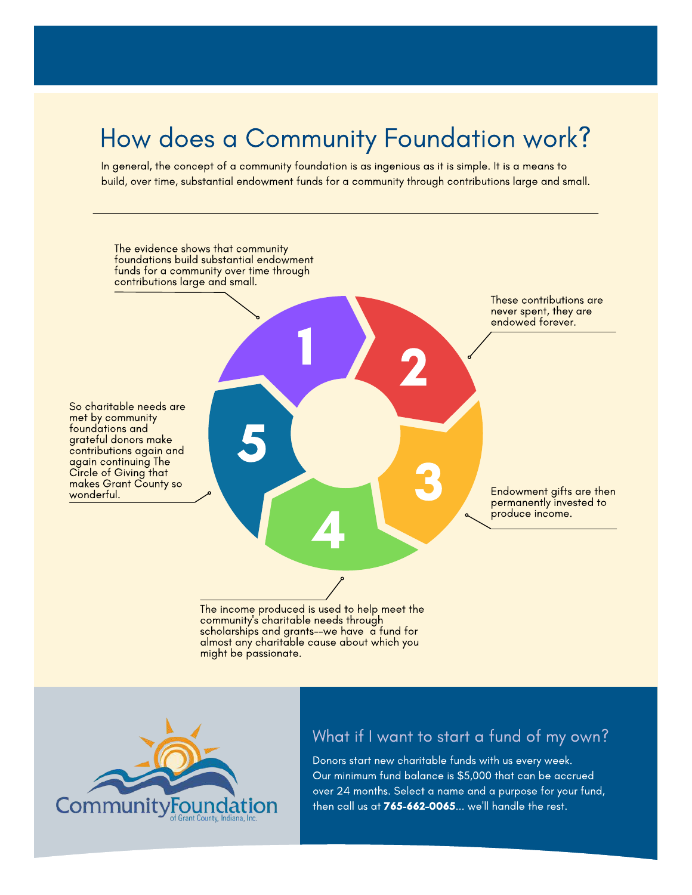# How does a Community Foundation work?

In general, the concept of a community foundation is as ingenious as it is simple. It is a means to build, over time, substantial endowment funds for a community through contributions large and small.

---

1. The evidence shows that community foundations build substantial endowment funds for a community over time through contributions large and small.
2. These contributions are never spent, they are endowed forever.
3. Endowment gifts are then permanently invested to produce income.
4. The income produced is used to help meet the community's charitable needs through scholarships and grants--we have a fund for almost any charitable cause about which you might be passionate.
5. So charitable needs are met by community foundations and grateful donors make contributions again and again continuing The Circle of Giving that makes Grant County so wonderful.

CommunityFoundation of Grant County, Indiana, Inc.

## What if I want to start a fund of my own?

Donors start new charitable funds with us every week. Our minimum fund balance is $5,000 that can be accrued over 24 months. Select a name and a purpose for your fund, then call us at **765-662-0065**... we'll handle the rest.